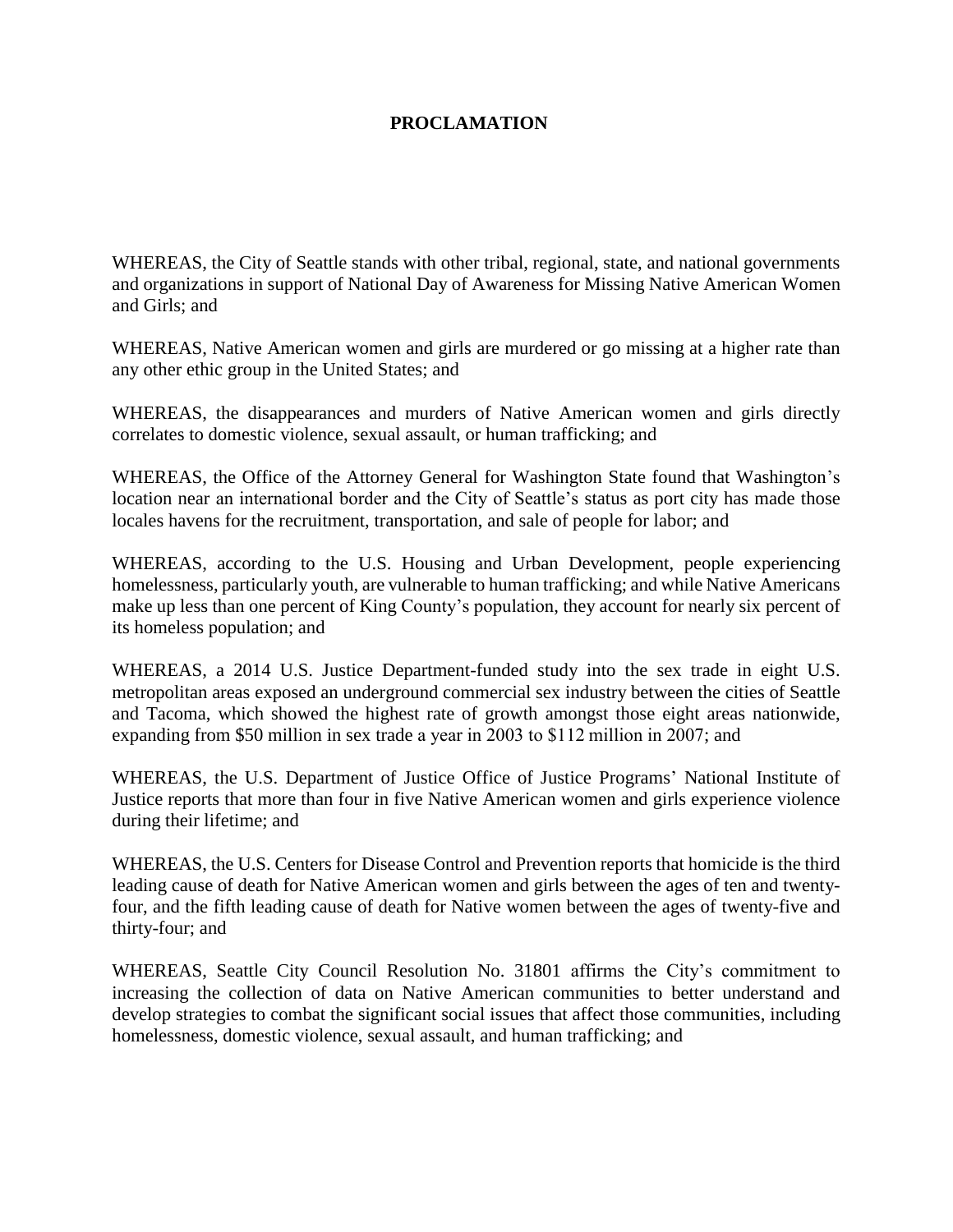**PROCLAMATION**

WHEREAS, the City of Seattle stands with other tribal, regional, state, and national governments and organizations in support of National Day of Awareness for Missing Native American Women and Girls; and

WHEREAS, Native American women and girls are murdered or go missing at a higher rate than any other ethic group in the United States; and

WHEREAS, the disappearances and murders of Native American women and girls directly correlates to domestic violence, sexual assault, or human trafficking; and

WHEREAS, the Office of the Attorney General for Washington State found that Washington's location near an international border and the City of Seattle's status as port city has made those locales havens for the recruitment, transportation, and sale of people for labor; and

WHEREAS, according to the U.S. Housing and Urban Development, people experiencing homelessness, particularly youth, are vulnerable to human trafficking; and while Native Americans make up less than one percent of King County's population, they account for nearly six percent of its homeless population; and

WHEREAS, a 2014 U.S. Justice Department-funded study into the sex trade in eight U.S. metropolitan areas exposed an underground commercial sex industry between the cities of Seattle and Tacoma, which showed the highest rate of growth amongst those eight areas nationwide, expanding from $50 million in sex trade a year in 2003 to $112 million in 2007; and

WHEREAS, the U.S. Department of Justice Office of Justice Programs' National Institute of Justice reports that more than four in five Native American women and girls experience violence during their lifetime; and

WHEREAS, the U.S. Centers for Disease Control and Prevention reports that homicide is the third leading cause of death for Native American women and girls between the ages of ten and twenty-four, and the fifth leading cause of death for Native women between the ages of twenty-five and thirty-four; and

WHEREAS, Seattle City Council Resolution No. 31801 affirms the City's commitment to increasing the collection of data on Native American communities to better understand and develop strategies to combat the significant social issues that affect those communities, including homelessness, domestic violence, sexual assault, and human trafficking; and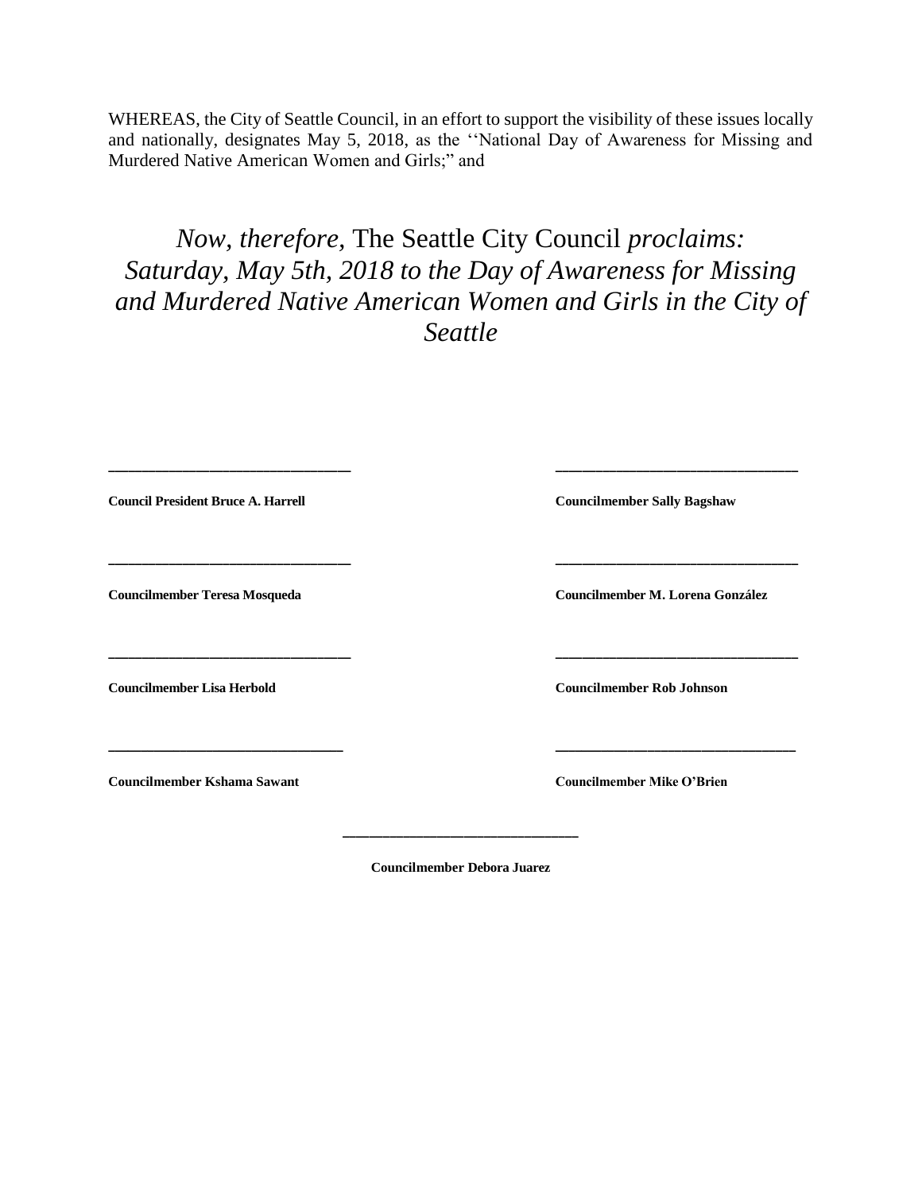WHEREAS, the City of Seattle Council, in an effort to support the visibility of these issues locally and nationally, designates May 5, 2018, as the ''National Day of Awareness for Missing and Murdered Native American Women and Girls;" and

*Now, therefore,* The Seattle City Council *proclaims: Saturday, May 5th, 2018 to the Day of Awareness for Missing and Murdered Native American Women and Girls in the City of Seattle*

________________________________

**Council President Bruce A. Harrell**

________________________________

**Councilmember Sally Bagshaw**

________________________________

**Councilmember Teresa Mosqueda**

________________________________

**Councilmember M. Lorena González**

________________________________

**Councilmember Lisa Herbold**

________________________________

**Councilmember Rob Johnson**

________________________________

**Councilmember Kshama Sawant**

________________________________

**Councilmember Mike O'Brien**

________________________________

**Councilmember Debora Juarez**